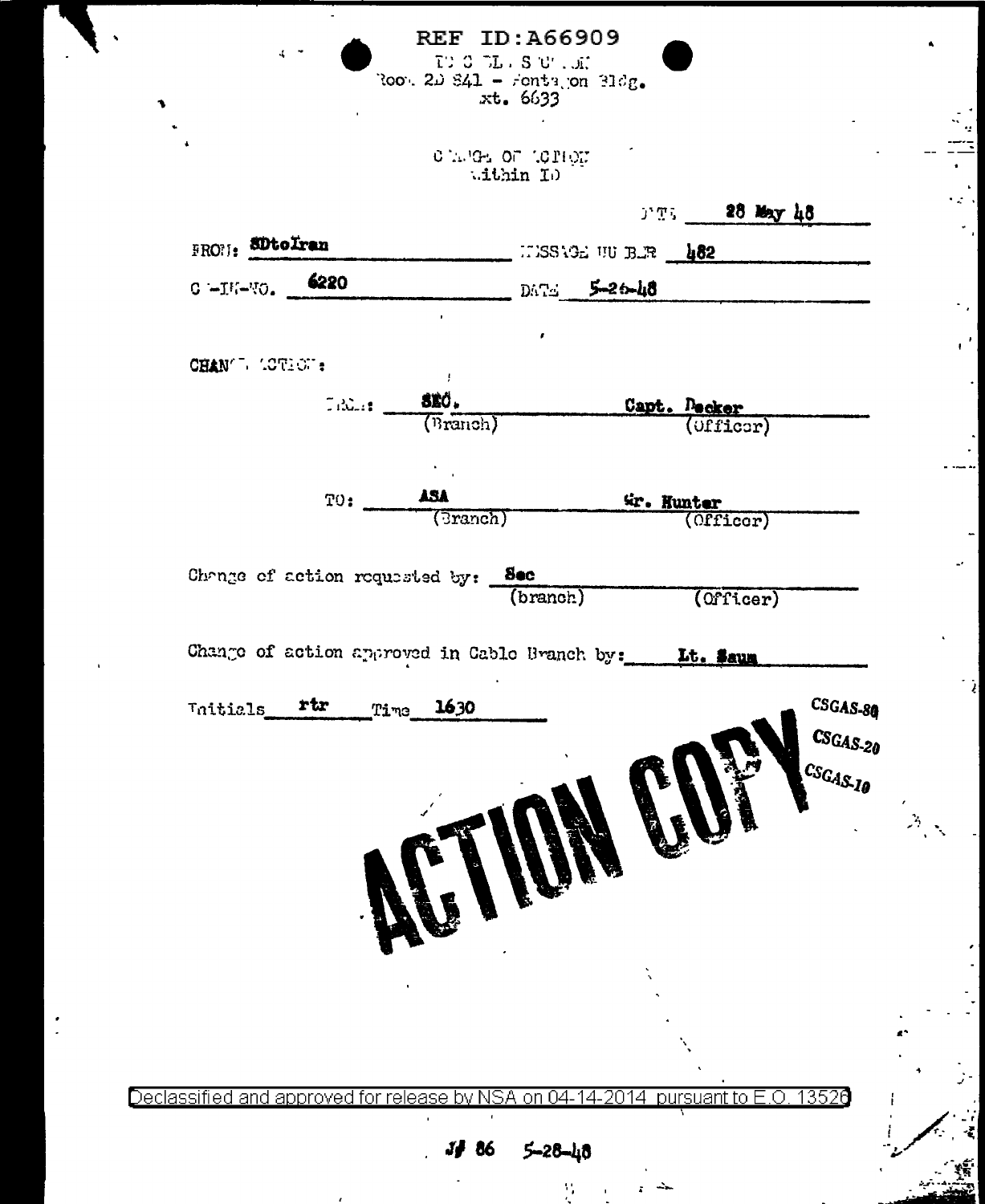REF ID:A66909

TO C⁠L⁠. S⁠U⁠.⁠D⁠N
Room 2D 841 - Pentagon Bldg.
Ext. 6633

CHANGE OF ACTION
within ID

DATE 28 May 48

FROM: SDtoIran — MESSAGE NUMBER 482

C-IN-NO. 6220 — DATE 5-26-48

CHANGE ACTION:

FROM: SEC. (Branch) — Capt. Decker (Officer)

TO: ASA (Branch) — Mr. Hunter (Officer)

Change of action requested by: Sec (branch) — (Officer)

Change of action approved in Cable Branch by: Lt. Saum

Initials rtr Time 1630

CSGAS-80
CSGAS-20
CSGAS-10

ACTION COPY

Declassified and approved for release by NSA on 04-14-2014 pursuant to E.O. 13526

J# 86 5-28-48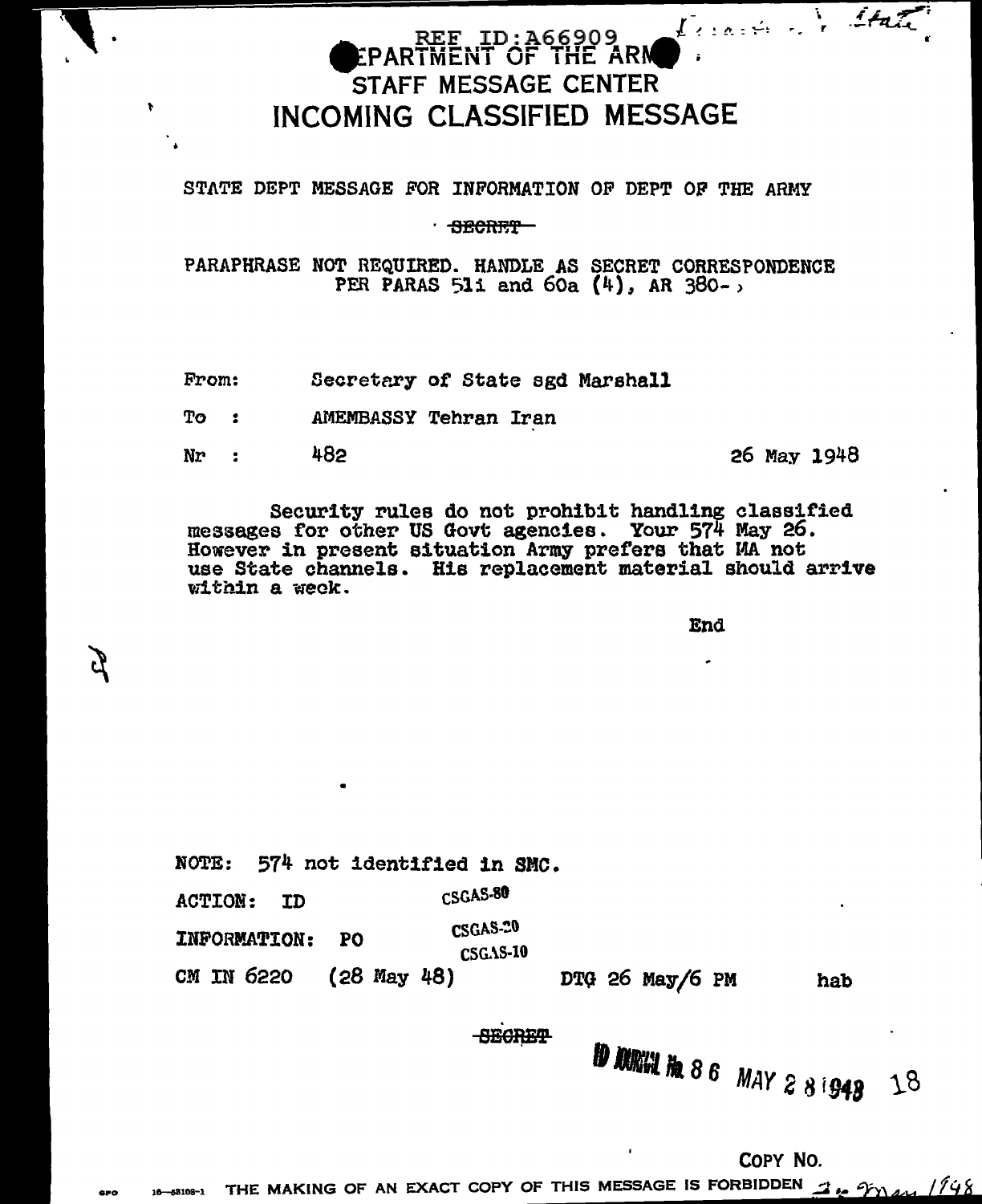REF ID:A66909

# DEPARTMENT OF THE ARMY
## STAFF MESSAGE CENTER
## INCOMING CLASSIFIED MESSAGE

STATE DEPT MESSAGE FOR INFORMATION OF DEPT OF THE ARMY

~~SECRET~~

PARAPHRASE NOT REQUIRED. HANDLE AS SECRET CORRESPONDENCE PER PARAS 51i and 60a (4), AR 380-5

From: Secretary of State sgd Marshall

To : AMEMBASSY Tehran Iran

Nr : 482 26 May 1948

Security rules do not prohibit handling classified messages for other US Govt agencies. Your 574 May 26. However in present situation Army prefers that MA not use State channels. His replacement material should arrive within a week.

End

NOTE: 574 not identified in SMC.

ACTION: ID CSGAS-80

INFORMATION: PO CSGAS-20
CSGAS-10

CM IN 6220 (28 May 48) DTG 26 May/6 PM hab

~~SECRET~~

ID JOURNAL No 86 MAY 28 1948 18

COPY NO.

THE MAKING OF AN EXACT COPY OF THIS MESSAGE IS FORBIDDEN